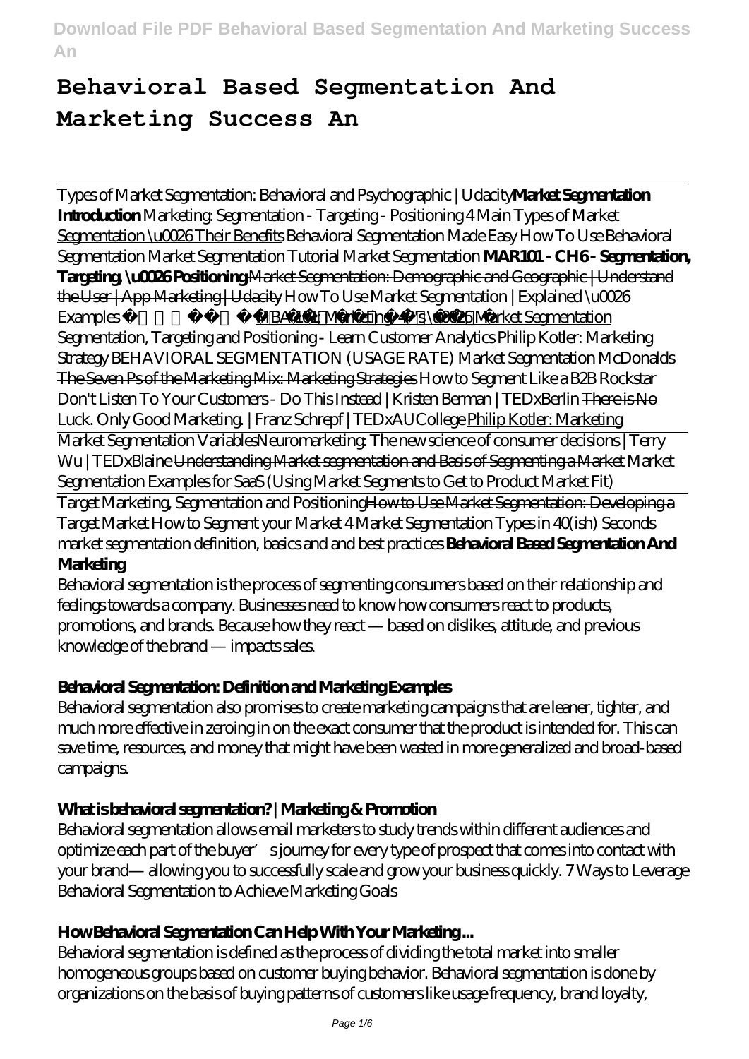# Behavioral Based Segmentation And Marketing Success An

Types of Market Segmentation: Behavioral and Psychographic | Udacity**Market Segmentation Introduction** Marketing: Segmentation - Targeting - Positioning 4 Main Types of Market Segmentation \u0026 Their Benefits Behavioral Segmentation Made Easy *How To Use Behavioral Segmentation* Market Segmentation Tutorial Market Segmentation **MAR101 - CH6 - Segmentation, Targeting, \u0026 Positioning** Market Segmentation: Demographic and Geographic | Understand the User | App Marketing | Udacity *How To Use Market Segmentation | Explained \u0026 Examples* MBA 101: Marketing, 4 P's \u0026 Market Segmentation Segmentation, Targeting and Positioning - Learn Customer Analytics *Philip Kotler: Marketing Strategy BEHAVIORAL SEGMENTATION (USAGE RATE) Market Segmentation McDonalds* The Seven Ps of the Marketing Mix: Marketing Strategies *How to Segment Like a B2B Rockstar Don't Listen To Your Customers - Do This Instead | Kristen Berman | TEDxBerlin* There is No Luck. Only Good Marketing. | Franz Schrepf | TEDxAUCollege Philip Kotler: Marketing

Market Segmentation Variables*Neuromarketing: The new science of consumer decisions | Terry Wu | TEDxBlaine* Understanding Market segmentation and Basis of Segmenting a Market *Market Segmentation Examples for SaaS (Using Market Segments to Get to Product Market Fit)*

Target Marketing, Segmentation and PositioningHow to Use Market Segmentation: Developing a Target Market *How to Segment your Market 4 Market Segmentation Types in 40(ish) Seconds market segmentation definition, basics and and best practices* **Behavioral Based Segmentation And Marketing**

Behavioral segmentation is the process of segmenting consumers based on their relationship and feelings towards a company. Businesses need to know how consumers react to products, promotions, and brands. Because how they react — based on dislikes, attitude, and previous knowledge of the brand — impacts sales.

### Behavioral Segmentation: Definition and Marketing Examples

Behavioral segmentation also promises to create marketing campaigns that are leaner, tighter, and much more effective in zeroing in on the exact consumer that the product is intended for. This can save time, resources, and money that might have been wasted in more generalized and broad-based campaigns.

### What is behavioral segmentation? | Marketing & Promotion

Behavioral segmentation allows email marketers to study trends within different audiences and optimize each part of the buyer's journey for every type of prospect that comes into contact with your brand— allowing you to successfully scale and grow your business quickly. 7 Ways to Leverage Behavioral Segmentation to Achieve Marketing Goals

### How Behavioral Segmentation Can Help With Your Marketing ...

Behavioral segmentation is defined as the process of dividing the total market into smaller homogeneous groups based on customer buying behavior. Behavioral segmentation is done by organizations on the basis of buying patterns of customers like usage frequency, brand loyalty,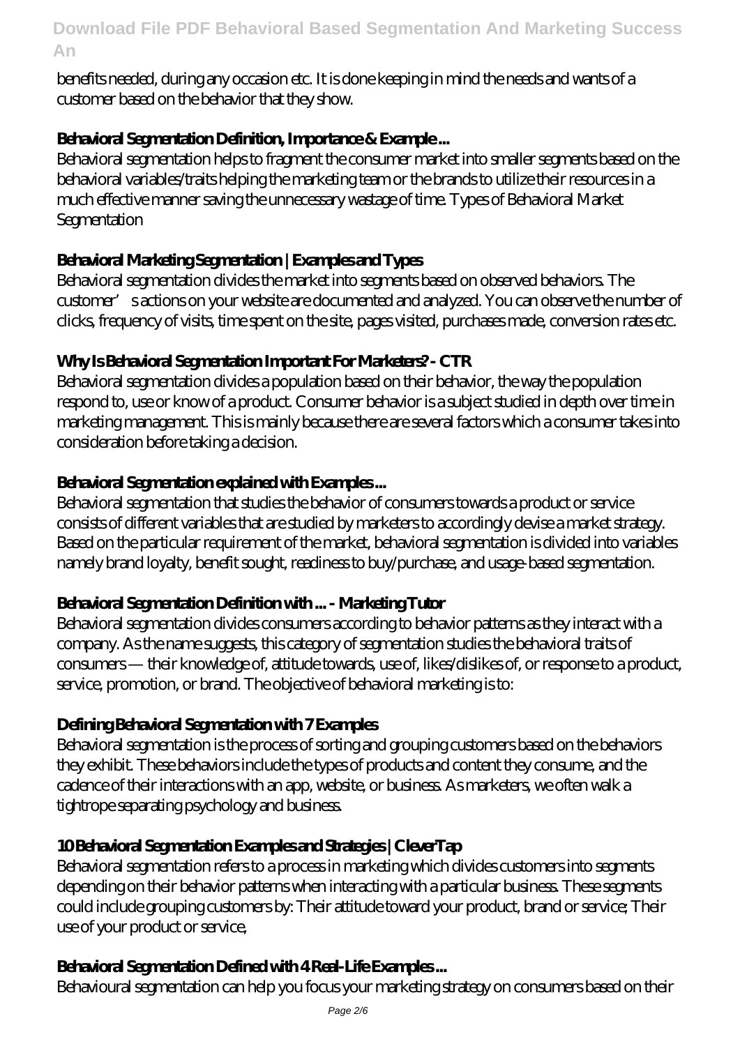benefits needed, during any occasion etc. It is done keeping in mind the needs and wants of a customer based on the behavior that they show.

### Behavioral Segmentation Definition, Importance & Example ...

Behavioral segmentation helps to fragment the consumer market into smaller segments based on the behavioral variables/traits helping the marketing team or the brands to utilize their resources in a much effective manner saving the unnecessary wastage of time. Types of Behavioral Market Segmentation

### Behavioral Marketing Segmentation | Examples and Types

Behavioral segmentation divides the market into segments based on observed behaviors. The customer's actions on your website are documented and analyzed. You can observe the number of clicks, frequency of visits, time spent on the site, pages visited, purchases made, conversion rates etc.

### Why Is Behavioral Segmentation Important For Marketers? - CTR

Behavioral segmentation divides a population based on their behavior, the way the population respond to, use or know of a product. Consumer behavior is a subject studied in depth over time in marketing management. This is mainly because there are several factors which a consumer takes into consideration before taking a decision.

### Behavioral Segmentation explained with Examples ...

Behavioral segmentation that studies the behavior of consumers towards a product or service consists of different variables that are studied by marketers to accordingly devise a market strategy. Based on the particular requirement of the market, behavioral segmentation is divided into variables namely brand loyalty, benefit sought, readiness to buy/purchase, and usage-based segmentation.

### Behavioral Segmentation Definition with ... - Marketing Tutor

Behavioral segmentation divides consumers according to behavior patterns as they interact with a company. As the name suggests, this category of segmentation studies the behavioral traits of consumers — their knowledge of, attitude towards, use of, likes/dislikes of, or response to a product, service, promotion, or brand. The objective of behavioral marketing is to:

### Defining Behavioral Segmentation with 7 Examples

Behavioral segmentation is the process of sorting and grouping customers based on the behaviors they exhibit. These behaviors include the types of products and content they consume, and the cadence of their interactions with an app, website, or business. As marketers, we often walk a tightrope separating psychology and business.

### 10 Behavioral Segmentation Examples and Strategies | CleverTap

Behavioral segmentation refers to a process in marketing which divides customers into segments depending on their behavior patterns when interacting with a particular business. These segments could include grouping customers by: Their attitude toward your product, brand or service; Their use of your product or service,

### Behavioral Segmentation Defined with 4 Real-Life Examples ...

Behavioural segmentation can help you focus your marketing strategy on consumers based on their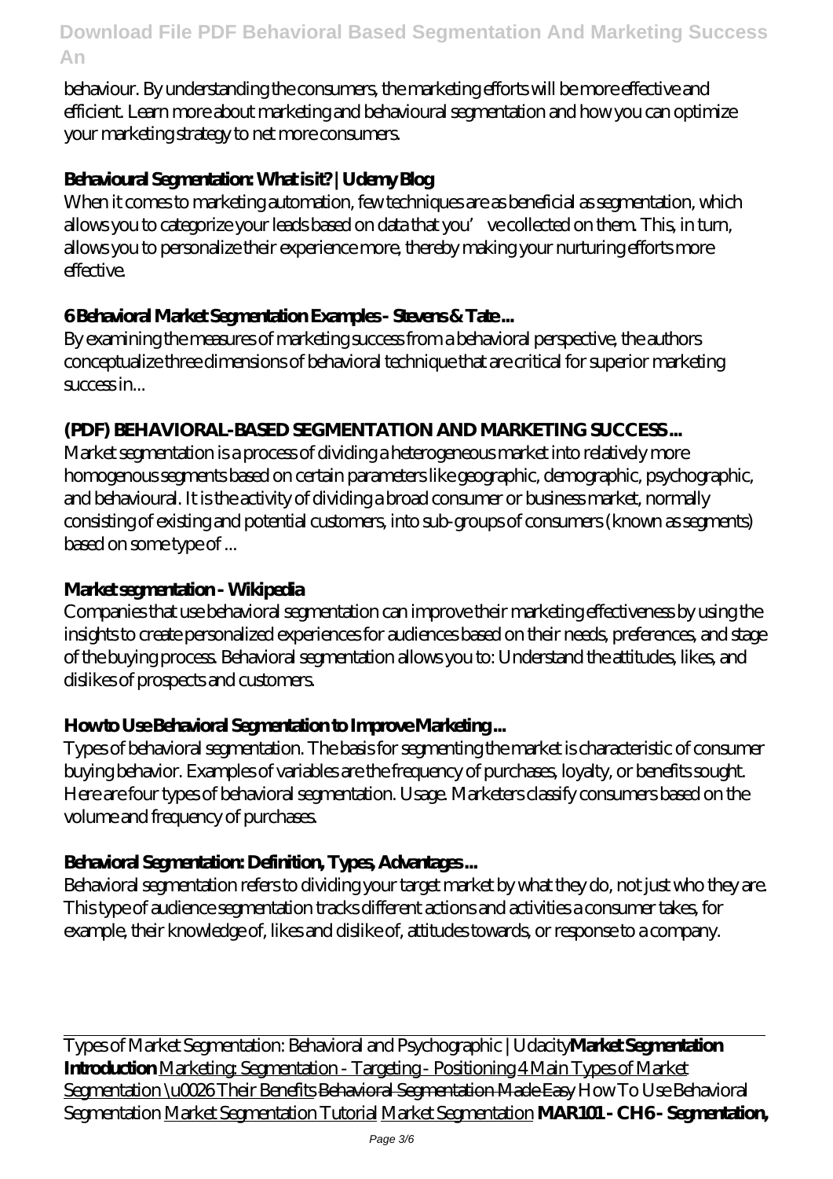behaviour. By understanding the consumers, the marketing efforts will be more effective and efficient. Learn more about marketing and behavioural segmentation and how you can optimize your marketing strategy to net more consumers.

**Behavioural Segmentation: What is it? | Udemy Blog**

When it comes to marketing automation, few techniques are as beneficial as segmentation, which allows you to categorize your leads based on data that you've collected on them. This, in turn, allows you to personalize their experience more, thereby making your nurturing efforts more effective.

**6 Behavioral Market Segmentation Examples - Stevens & Tate ...**

By examining the measures of marketing success from a behavioral perspective, the authors conceptualize three dimensions of behavioral technique that are critical for superior marketing success in...

**(PDF) BEHAVIORAL-BASED SEGMENTATION AND MARKETING SUCCESS ...**

Market segmentation is a process of dividing a heterogeneous market into relatively more homogenous segments based on certain parameters like geographic, demographic, psychographic, and behavioural. It is the activity of dividing a broad consumer or business market, normally consisting of existing and potential customers, into sub-groups of consumers (known as segments) based on some type of ...

**Market segmentation - Wikipedia**

Companies that use behavioral segmentation can improve their marketing effectiveness by using the insights to create personalized experiences for audiences based on their needs, preferences, and stage of the buying process. Behavioral segmentation allows you to: Understand the attitudes, likes, and dislikes of prospects and customers.

**How to Use Behavioral Segmentation to Improve Marketing ...**

Types of behavioral segmentation. The basis for segmenting the market is characteristic of consumer buying behavior. Examples of variables are the frequency of purchases, loyalty, or benefits sought. Here are four types of behavioral segmentation. Usage. Marketers classify consumers based on the volume and frequency of purchases.

**Behavioral Segmentation: Definition, Types, Advantages ...**

Behavioral segmentation refers to dividing your target market by what they do, not just who they are. This type of audience segmentation tracks different actions and activities a consumer takes, for example, their knowledge of, likes and dislike of, attitudes towards, or response to a company.

---

Types of Market Segmentation: Behavioral and Psychographic | Udacity **Market Segmentation Introduction** Marketing: Segmentation - Targeting - Positioning 4 Main Types of Market Segmentation \u0026 Their Benefits Behavioral Segmentation Made Easy How To Use Behavioral Segmentation Market Segmentation Tutorial Market Segmentation **MAR101 - CH6 - Segmentation,**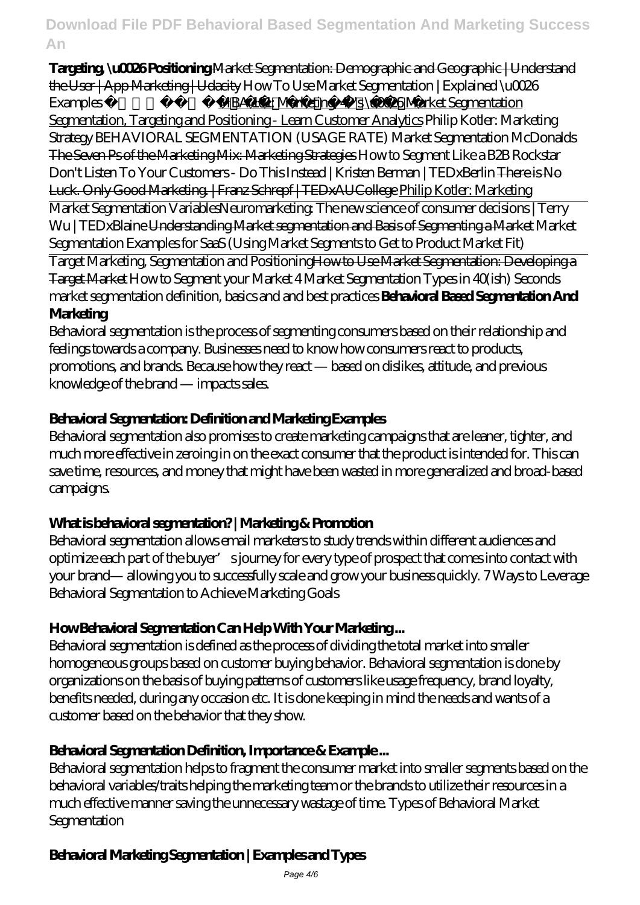**Targeting, \u0026 Positioning** Market Segmentation: Demographic and Geographic | Understand the User | App Marketing | Udacity *How To Use Market Segmentation | Explained \u0026 Examples* MBA 101: Marketing, 4 P's \u0026 Market Segmentation Segmentation, Targeting and Positioning - Learn Customer Analytics *Philip Kotler: Marketing Strategy BEHAVIORAL SEGMENTATION (USAGE RATE) Market Segmentation McDonalds* The Seven Ps of the Marketing Mix: Marketing Strategies *How to Segment Like a B2B Rockstar Don't Listen To Your Customers - Do This Instead | Kristen Berman | TEDxBerlin* There is No Luck. Only Good Marketing. | Franz Schrepf | TEDxAUCollege Philip Kotler: Marketing

Market Segmentation Variables*Neuromarketing: The new science of consumer decisions | Terry Wu | TEDxBlaine* Understanding Market segmentation and Basis of Segmenting a Market *Market Segmentation Examples for SaaS (Using Market Segments to Get to Product Market Fit)*

Target Marketing, Segmentation and PositioningHow to Use Market Segmentation: Developing a Target Market *How to Segment your Market 4 Market Segmentation Types in 40(ish) Seconds market segmentation definition, basics and and best practices* **Behavioral Based Segmentation And Marketing**

Behavioral segmentation is the process of segmenting consumers based on their relationship and feelings towards a company. Businesses need to know how consumers react to products, promotions, and brands. Because how they react — based on dislikes, attitude, and previous knowledge of the brand — impacts sales.

### Behavioral Segmentation: Definition and Marketing Examples

Behavioral segmentation also promises to create marketing campaigns that are leaner, tighter, and much more effective in zeroing in on the exact consumer that the product is intended for. This can save time, resources, and money that might have been wasted in more generalized and broad-based campaigns.

### What is behavioral segmentation? | Marketing & Promotion

Behavioral segmentation allows email marketers to study trends within different audiences and optimize each part of the buyer's journey for every type of prospect that comes into contact with your brand— allowing you to successfully scale and grow your business quickly. 7 Ways to Leverage Behavioral Segmentation to Achieve Marketing Goals

### How Behavioral Segmentation Can Help With Your Marketing ...

Behavioral segmentation is defined as the process of dividing the total market into smaller homogeneous groups based on customer buying behavior. Behavioral segmentation is done by organizations on the basis of buying patterns of customers like usage frequency, brand loyalty, benefits needed, during any occasion etc. It is done keeping in mind the needs and wants of a customer based on the behavior that they show.

### Behavioral Segmentation Definition, Importance & Example ...

Behavioral segmentation helps to fragment the consumer market into smaller segments based on the behavioral variables/traits helping the marketing team or the brands to utilize their resources in a much effective manner saving the unnecessary wastage of time. Types of Behavioral Market Segmentation

### Behavioral Marketing Segmentation | Examples and Types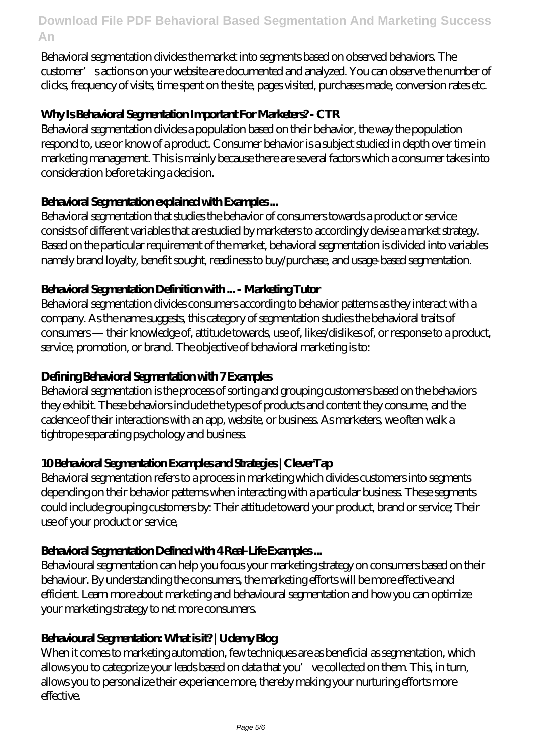Behavioral segmentation divides the market into segments based on observed behaviors. The customer's actions on your website are documented and analyzed. You can observe the number of clicks, frequency of visits, time spent on the site, pages visited, purchases made, conversion rates etc.

### Why Is Behavioral Segmentation Important For Marketers? - CTR

Behavioral segmentation divides a population based on their behavior, the way the population respond to, use or know of a product. Consumer behavior is a subject studied in depth over time in marketing management. This is mainly because there are several factors which a consumer takes into consideration before taking a decision.

### Behavioral Segmentation explained with Examples ...

Behavioral segmentation that studies the behavior of consumers towards a product or service consists of different variables that are studied by marketers to accordingly devise a market strategy. Based on the particular requirement of the market, behavioral segmentation is divided into variables namely brand loyalty, benefit sought, readiness to buy/purchase, and usage-based segmentation.

### Behavioral Segmentation Definition with ... - Marketing Tutor

Behavioral segmentation divides consumers according to behavior patterns as they interact with a company. As the name suggests, this category of segmentation studies the behavioral traits of consumers — their knowledge of, attitude towards, use of, likes/dislikes of, or response to a product, service, promotion, or brand. The objective of behavioral marketing is to:

### Defining Behavioral Segmentation with 7 Examples

Behavioral segmentation is the process of sorting and grouping customers based on the behaviors they exhibit. These behaviors include the types of products and content they consume, and the cadence of their interactions with an app, website, or business. As marketers, we often walk a tightrope separating psychology and business.

### 10 Behavioral Segmentation Examples and Strategies | CleverTap

Behavioral segmentation refers to a process in marketing which divides customers into segments depending on their behavior patterns when interacting with a particular business. These segments could include grouping customers by: Their attitude toward your product, brand or service; Their use of your product or service,

### Behavioral Segmentation Defined with 4 Real-Life Examples ...

Behavioural segmentation can help you focus your marketing strategy on consumers based on their behaviour. By understanding the consumers, the marketing efforts will be more effective and efficient. Learn more about marketing and behavioural segmentation and how you can optimize your marketing strategy to net more consumers.

### Behavioural Segmentation: What is it? | Udemy Blog

When it comes to marketing automation, few techniques are as beneficial as segmentation, which allows you to categorize your leads based on data that you've collected on them. This, in turn, allows you to personalize their experience more, thereby making your nurturing efforts more effective.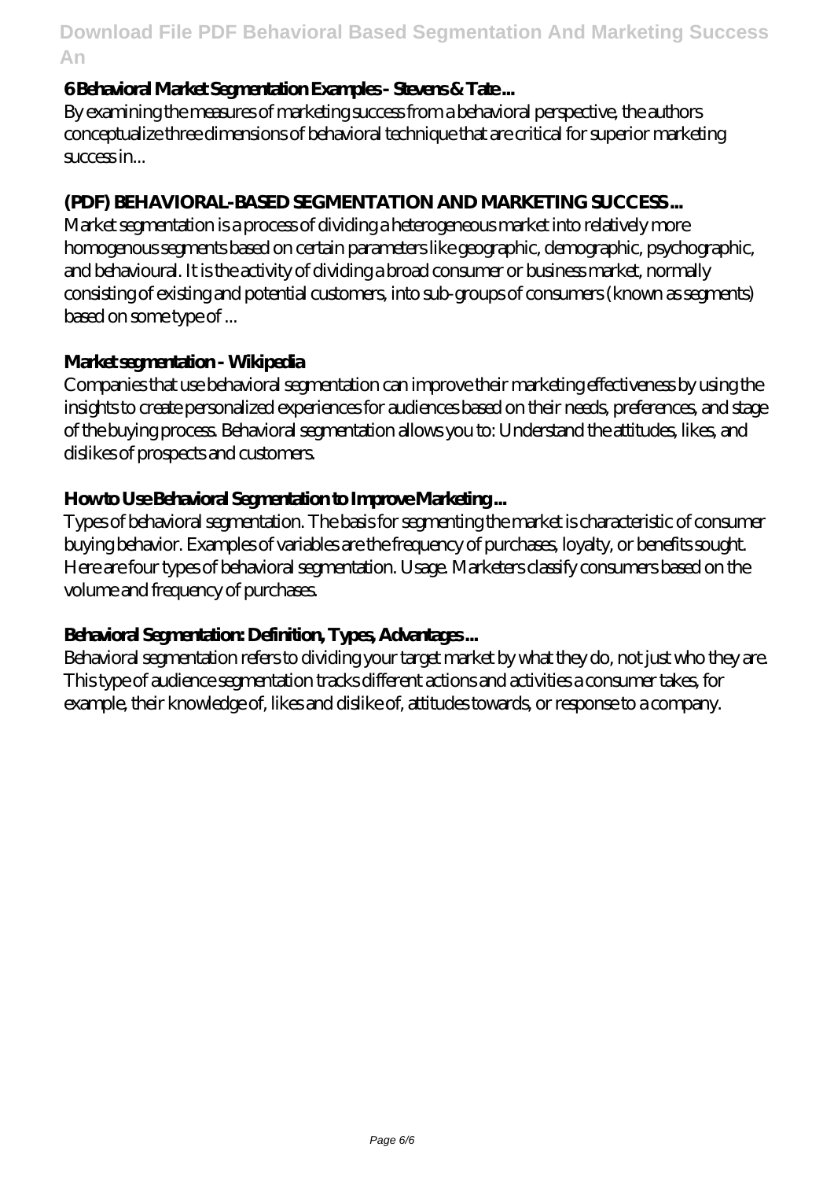**6 Behavioral Market Segmentation Examples - Stevens & Tate ...**

By examining the measures of marketing success from a behavioral perspective, the authors conceptualize three dimensions of behavioral technique that are critical for superior marketing success in...

**(PDF) BEHAVIORAL-BASED SEGMENTATION AND MARKETING SUCCESS ...**

Market segmentation is a process of dividing a heterogeneous market into relatively more homogenous segments based on certain parameters like geographic, demographic, psychographic, and behavioural. It is the activity of dividing a broad consumer or business market, normally consisting of existing and potential customers, into sub-groups of consumers (known as segments) based on some type of ...

**Market segmentation - Wikipedia**

Companies that use behavioral segmentation can improve their marketing effectiveness by using the insights to create personalized experiences for audiences based on their needs, preferences, and stage of the buying process. Behavioral segmentation allows you to: Understand the attitudes, likes, and dislikes of prospects and customers.

**How to Use Behavioral Segmentation to Improve Marketing ...**

Types of behavioral segmentation. The basis for segmenting the market is characteristic of consumer buying behavior. Examples of variables are the frequency of purchases, loyalty, or benefits sought. Here are four types of behavioral segmentation. Usage. Marketers classify consumers based on the volume and frequency of purchases.

**Behavioral Segmentation: Definition, Types, Advantages ...**

Behavioral segmentation refers to dividing your target market by what they do, not just who they are. This type of audience segmentation tracks different actions and activities a consumer takes, for example, their knowledge of, likes and dislike of, attitudes towards, or response to a company.